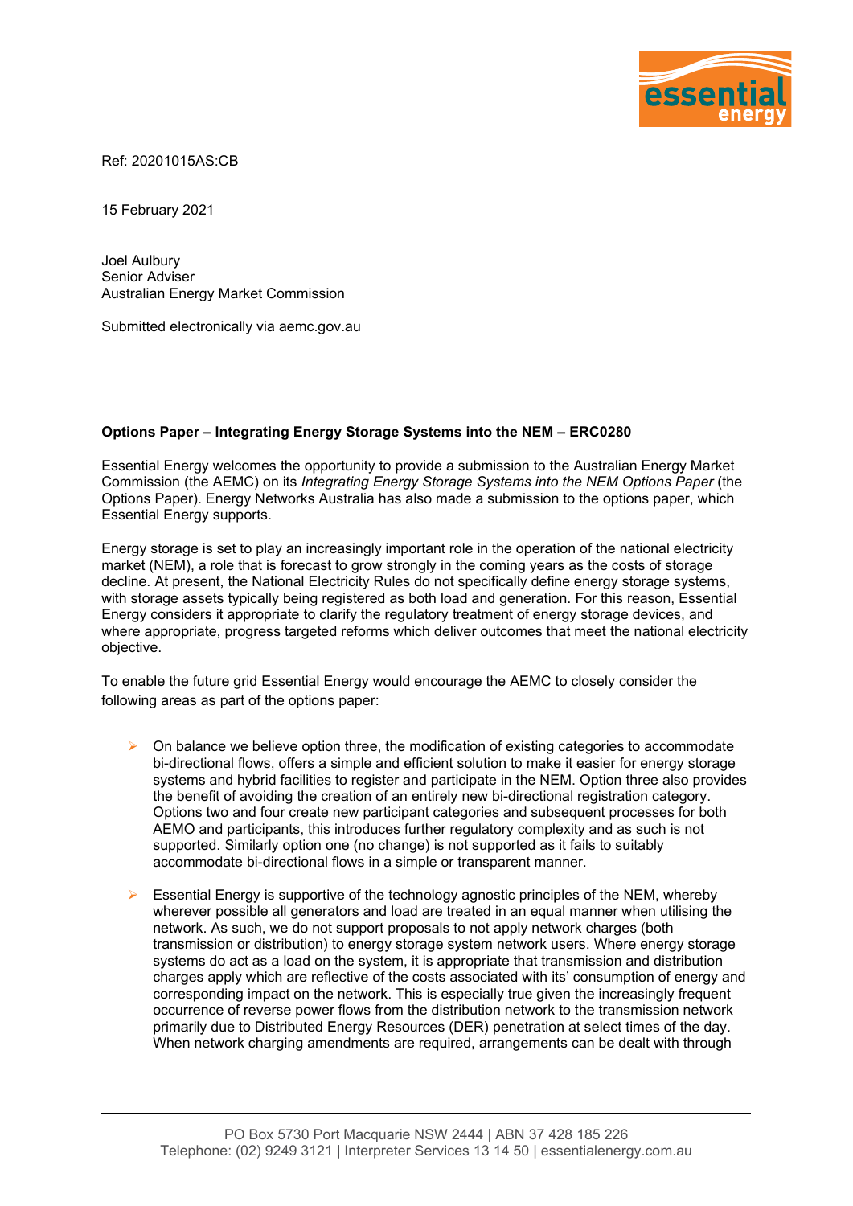Ref: 20201015AS:CB

15 February 2021

Joel Aulbury
Senior Adviser
Australian Energy Market Commission

Submitted electronically via aemc.gov.au

**Options Paper – Integrating Energy Storage Systems into the NEM – ERC0280**

Essential Energy welcomes the opportunity to provide a submission to the Australian Energy Market Commission (the AEMC) on its *Integrating Energy Storage Systems into the NEM Options Paper* (the Options Paper). Energy Networks Australia has also made a submission to the options paper, which Essential Energy supports.

Energy storage is set to play an increasingly important role in the operation of the national electricity market (NEM), a role that is forecast to grow strongly in the coming years as the costs of storage decline. At present, the National Electricity Rules do not specifically define energy storage systems, with storage assets typically being registered as both load and generation. For this reason, Essential Energy considers it appropriate to clarify the regulatory treatment of energy storage devices, and where appropriate, progress targeted reforms which deliver outcomes that meet the national electricity objective.

To enable the future grid Essential Energy would encourage the AEMC to closely consider the following areas as part of the options paper:

- On balance we believe option three, the modification of existing categories to accommodate bi-directional flows, offers a simple and efficient solution to make it easier for energy storage systems and hybrid facilities to register and participate in the NEM. Option three also provides the benefit of avoiding the creation of an entirely new bi-directional registration category. Options two and four create new participant categories and subsequent processes for both AEMO and participants, this introduces further regulatory complexity and as such is not supported. Similarly option one (no change) is not supported as it fails to suitably accommodate bi-directional flows in a simple or transparent manner.

- Essential Energy is supportive of the technology agnostic principles of the NEM, whereby wherever possible all generators and load are treated in an equal manner when utilising the network. As such, we do not support proposals to not apply network charges (both transmission or distribution) to energy storage system network users. Where energy storage systems do act as a load on the system, it is appropriate that transmission and distribution charges apply which are reflective of the costs associated with its' consumption of energy and corresponding impact on the network. This is especially true given the increasingly frequent occurrence of reverse power flows from the distribution network to the transmission network primarily due to Distributed Energy Resources (DER) penetration at select times of the day. When network charging amendments are required, arrangements can be dealt with through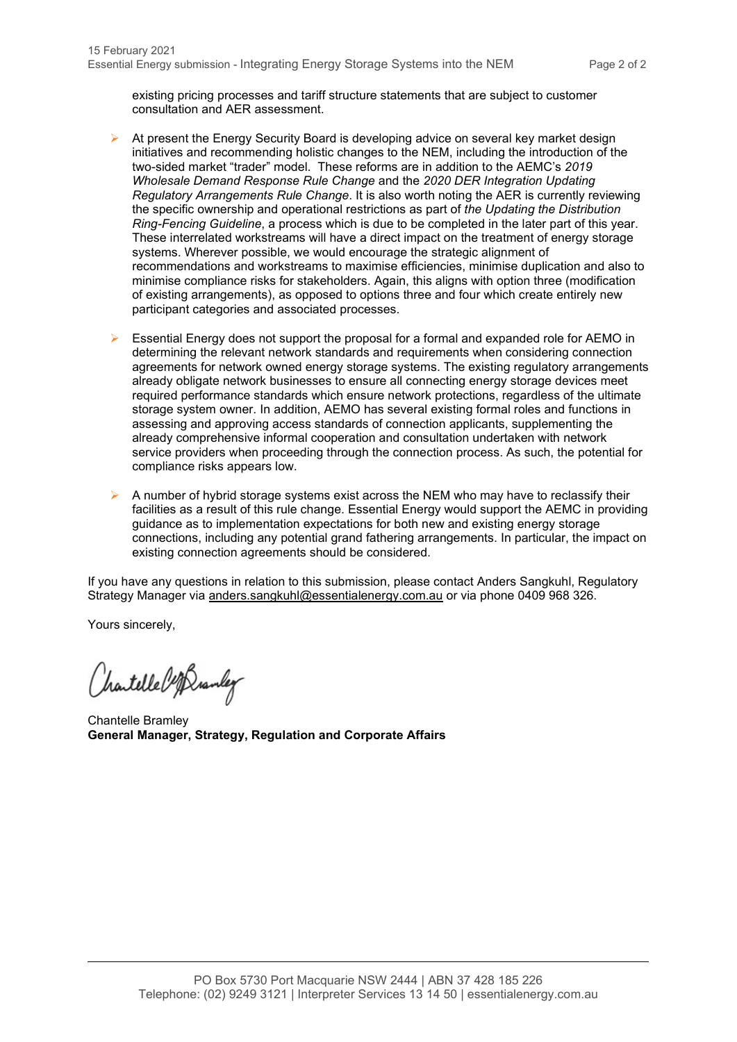existing pricing processes and tariff structure statements that are subject to customer consultation and AER assessment.

- At present the Energy Security Board is developing advice on several key market design initiatives and recommending holistic changes to the NEM, including the introduction of the two-sided market "trader" model. These reforms are in addition to the AEMC's *2019 Wholesale Demand Response Rule Change* and the *2020 DER Integration Updating Regulatory Arrangements Rule Change*. It is also worth noting the AER is currently reviewing the specific ownership and operational restrictions as part of *the Updating the Distribution Ring-Fencing Guideline*, a process which is due to be completed in the later part of this year. These interrelated workstreams will have a direct impact on the treatment of energy storage systems. Wherever possible, we would encourage the strategic alignment of recommendations and workstreams to maximise efficiencies, minimise duplication and also to minimise compliance risks for stakeholders. Again, this aligns with option three (modification of existing arrangements), as opposed to options three and four which create entirely new participant categories and associated processes.

- Essential Energy does not support the proposal for a formal and expanded role for AEMO in determining the relevant network standards and requirements when considering connection agreements for network owned energy storage systems. The existing regulatory arrangements already obligate network businesses to ensure all connecting energy storage devices meet required performance standards which ensure network protections, regardless of the ultimate storage system owner. In addition, AEMO has several existing formal roles and functions in assessing and approving access standards of connection applicants, supplementing the already comprehensive informal cooperation and consultation undertaken with network service providers when proceeding through the connection process. As such, the potential for compliance risks appears low.

- A number of hybrid storage systems exist across the NEM who may have to reclassify their facilities as a result of this rule change. Essential Energy would support the AEMC in providing guidance as to implementation expectations for both new and existing energy storage connections, including any potential grand fathering arrangements. In particular, the impact on existing connection agreements should be considered.

If you have any questions in relation to this submission, please contact Anders Sangkuhl, Regulatory Strategy Manager via anders.sangkuhl@essentialenergy.com.au or via phone 0409 968 326.

Yours sincerely,

Chantelle Bramley
**General Manager, Strategy, Regulation and Corporate Affairs**